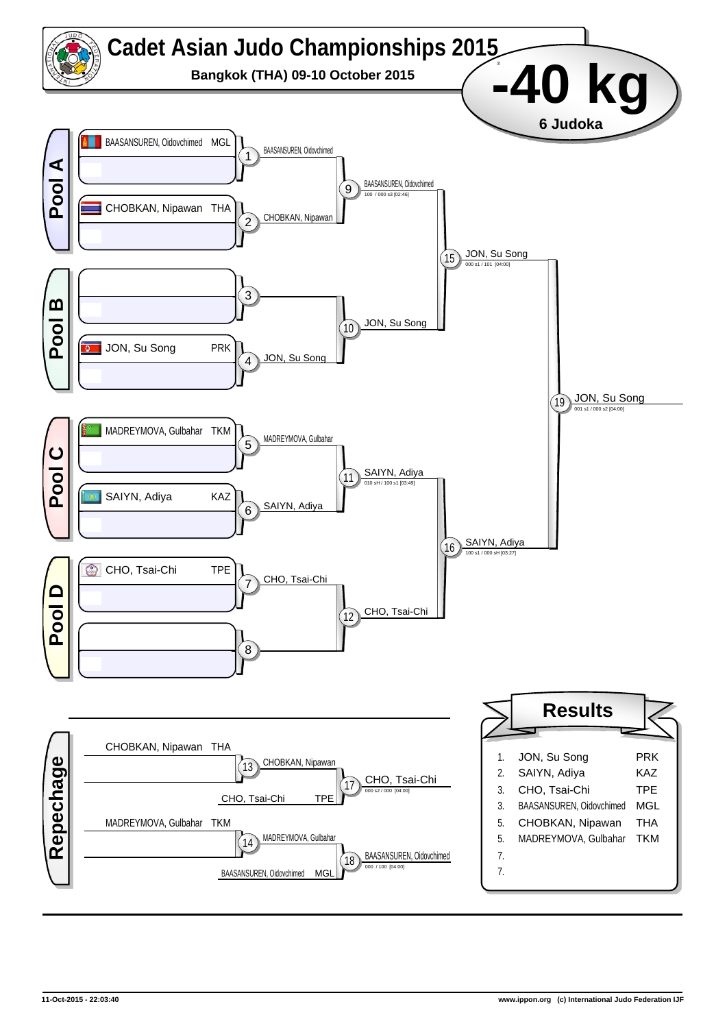# Cadet Asian Judo Championships 2015

**Bangkok (THA) 09-10 October 2015**

# -40 kg

**6 Judoka**

## Pool A

- BAASANSUREN, Oidovchimed MGL
- CHOBKAN, Nipawan THA

| Match | Winner | Score |
|---|---|---|
| 1 | BAASANSUREN, Oidovchimed | |
| 2 | CHOBKAN, Nipawan | |
| 9 | BAASANSUREN, Oidovchimed | 100 / 000 s3 [02:46] |

## Pool B

- JON, Su Song PRK

| Match | Winner | Score |
|---|---|---|
| 3 | | |
| 4 | JON, Su Song | |
| 10 | JON, Su Song | |

## Pool C

- MADREYMOVA, Gulbahar TKM
- SAIYN, Adiya KAZ

| Match | Winner | Score |
|---|---|---|
| 5 | MADREYMOVA, Gulbahar | |
| 6 | SAIYN, Adiya | |
| 11 | SAIYN, Adiya | 010 sH / 100 s1 [03:49] |

## Pool D

- CHO, Tsai-Chi TPE

| Match | Winner | Score |
|---|---|---|
| 7 | CHO, Tsai-Chi | |
| 8 | | |
| 12 | CHO, Tsai-Chi | |

## Semi-finals and Final

| Match | Winner | Score |
|---|---|---|
| 15 | JON, Su Song | 000 s1 / 101 [04:00] |
| 16 | SAIYN, Adiya | 100 s1 / 000 sH [03:27] |
| 19 | JON, Su Song | 001 s1 / 000 s2 [04:00] |

## Repechage

| Match | Competitors | Winner | Score |
|---|---|---|---|
| 13 | CHOBKAN, Nipawan THA | CHOBKAN, Nipawan | |
| 17 | CHOBKAN, Nipawan vs CHO, Tsai-Chi TPE | CHO, Tsai-Chi | 000 s2 / 000 [04:00] |
| 14 | MADREYMOVA, Gulbahar TKM | MADREYMOVA, Gulbahar | |
| 18 | MADREYMOVA, Gulbahar vs BAASANSUREN, Oidovchimed MGL | BAASANSUREN, Oidovchimed | 000 / 100 [04:00] |

## Results

| Place | Name | Nation |
|---|---|---|
| 1. | JON, Su Song | PRK |
| 2. | SAIYN, Adiya | KAZ |
| 3. | CHO, Tsai-Chi | TPE |
| 3. | BAASANSUREN, Oidovchimed | MGL |
| 5. | CHOBKAN, Nipawan | THA |
| 5. | MADREYMOVA, Gulbahar | TKM |
| 7. | | |
| 7. | | |

11-Oct-2015 - 22:03:40

www.ippon.org (c) International Judo Federation IJF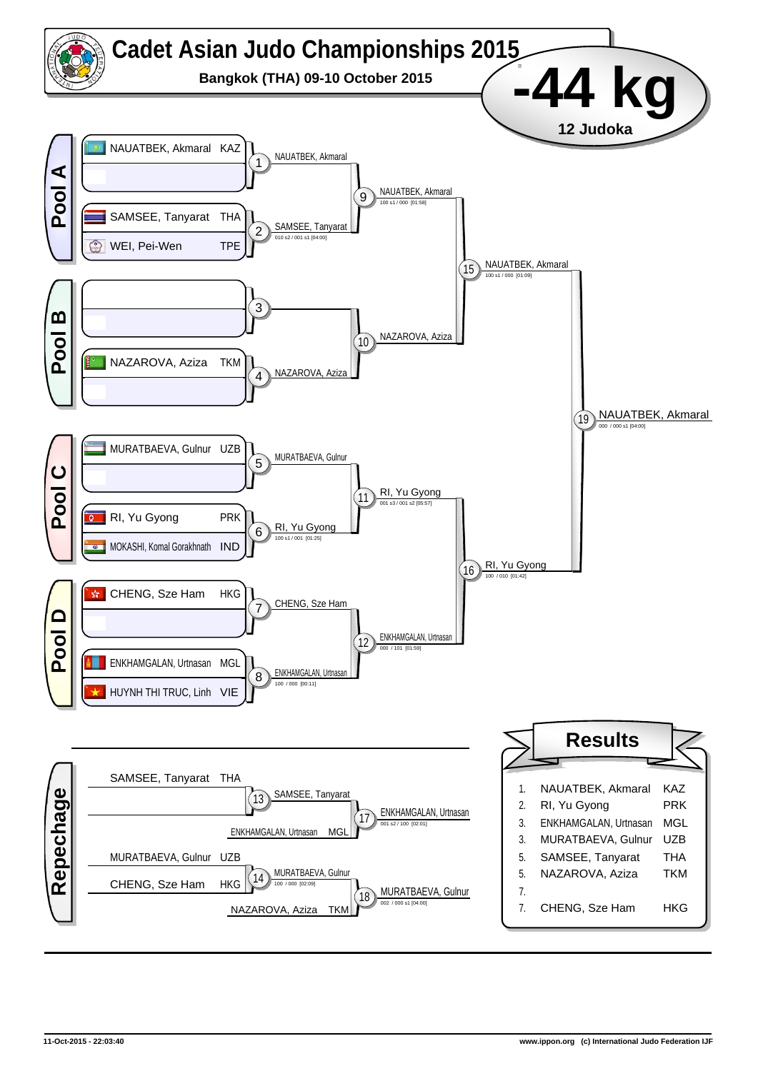# Cadet Asian Judo Championships 2015

**Bangkok (THA) 09-10 October 2015**

# -44 kg

**12 Judoka**

## Pool A

| Athlete | Country |
|---|---|
| NAUATBEK, Akmaral | KAZ |
| | |
| SAMSEE, Tanyarat | THA |
| WEI, Pei-Wen | TPE |

- 1: NAUATBEK, Akmaral
- 2: SAMSEE, Tanyarat — 010 s2 / 001 s1 [04:00]
- 9: NAUATBEK, Akmaral — 100 s1 / 000 [01:58]

## Pool B

| Athlete | Country |
|---|---|
| | |
| | |
| NAZAROVA, Aziza | TKM |
| | |

- 3:
- 4: NAZAROVA, Aziza
- 10: NAZAROVA, Aziza

- 15: NAUATBEK, Akmaral — 100 s1 / 000 [01:09]

## Pool C

| Athlete | Country |
|---|---|
| MURATBAEVA, Gulnur | UZB |
| | |
| RI, Yu Gyong | PRK |
| MOKASHI, Komal Gorakhnath | IND |

- 5: MURATBAEVA, Gulnur
- 6: RI, Yu Gyong — 100 s1 / 001 [01:25]
- 11: RI, Yu Gyong — 001 s3 / 001 s2 [05:57]

## Pool D

| Athlete | Country |
|---|---|
| CHENG, Sze Ham | HKG |
| | |
| ENKHAMGALAN, Urtnasan | MGL |
| HUYNH THI TRUC, Linh | VIE |

- 7: CHENG, Sze Ham
- 8: ENKHAMGALAN, Urtnasan — 100 / 000 [00:11]
- 12: ENKHAMGALAN, Urtnasan — 000 / 101 [01:59]

- 16: RI, Yu Gyong — 100 / 010 [01:42]

## Final

- 19: NAUATBEK, Akmaral — 000 / 000 s1 [04:00]

## Repechage

- 13: SAMSEE, Tanyarat (THA) vs. — SAMSEE, Tanyarat
- 17: SAMSEE, Tanyarat vs. ENKHAMGALAN, Urtnasan (MGL) — ENKHAMGALAN, Urtnasan — 001 s2 / 100 [02:01]
- 14: MURATBAEVA, Gulnur (UZB) vs. CHENG, Sze Ham (HKG) — MURATBAEVA, Gulnur — 100 / 000 [02:09]
- 18: MURATBAEVA, Gulnur vs. NAZAROVA, Aziza (TKM) — MURATBAEVA, Gulnur — 002 / 000 s1 [04:00]

## Results

| Rank | Athlete | Country |
|---|---|---|
| 1. | NAUATBEK, Akmaral | KAZ |
| 2. | RI, Yu Gyong | PRK |
| 3. | ENKHAMGALAN, Urtnasan | MGL |
| 3. | MURATBAEVA, Gulnur | UZB |
| 5. | SAMSEE, Tanyarat | THA |
| 5. | NAZAROVA, Aziza | TKM |
| 7. | | |
| 7. | CHENG, Sze Ham | HKG |

11-Oct-2015 - 22:03:40 www.ippon.org (c) International Judo Federation IJF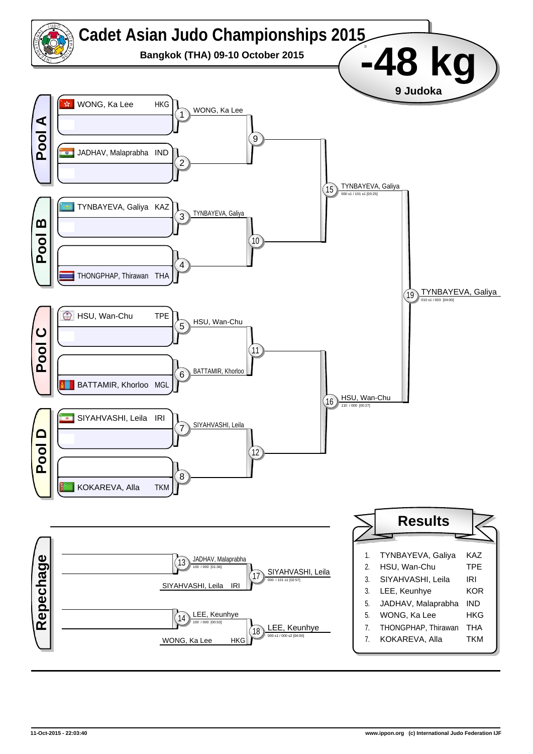# Cadet Asian Judo Championships 2015

**Bangkok (THA) 09-10 October 2015**

# -48 kg

**9 Judoka**

## Pool A

- WONG, Ka Lee HKG
- JADHAV, Malaprabha IND

1: WONG, Ka Lee
2: 
9: 

## Pool B

- TYNBAYEVA, Galiya KAZ
- THONGPHAP, Thirawan THA

3: TYNBAYEVA, Galiya
4: 
10: 

15: TYNBAYEVA, Galiya — 000 s1 / 101 s1 [03:25]

## Pool C

- HSU, Wan-Chu TPE
- BATTAMIR, Khorloo MGL

5: HSU, Wan-Chu
6: BATTAMIR, Khorloo
11: 

## Pool D

- SIYAHVASHI, Leila IRI
- KOKAREVA, Alla TKM

7: SIYAHVASHI, Leila
8: 
12: 

16: HSU, Wan-Chu — 110 / 000 [00:27]

19: TYNBAYEVA, Galiya — 010 s1 / 003 [04:00]

## Repechage

13: JADHAV, Malaprabha — 100 / 000 [01:36]
SIYAHVASHI, Leila IRI
17: SIYAHVASHI, Leila — 000 / 101 s1 [02:57]

14: LEE, Keunhye — 100 / 000 [00:53]
WONG, Ka Lee HKG
18: LEE, Keunhye — 000 s1 / 000 s2 [04:00]

## Results

| | | |
|---|---|---|
| 1. | TYNBAYEVA, Galiya | KAZ |
| 2. | HSU, Wan-Chu | TPE |
| 3. | SIYAHVASHI, Leila | IRI |
| 3. | LEE, Keunhye | KOR |
| 5. | JADHAV, Malaprabha | IND |
| 5. | WONG, Ka Lee | HKG |
| 7. | THONGPHAP, Thirawan | THA |
| 7. | KOKAREVA, Alla | TKM |

11-Oct-2015 - 22:03:40 www.ippon.org (c) International Judo Federation IJF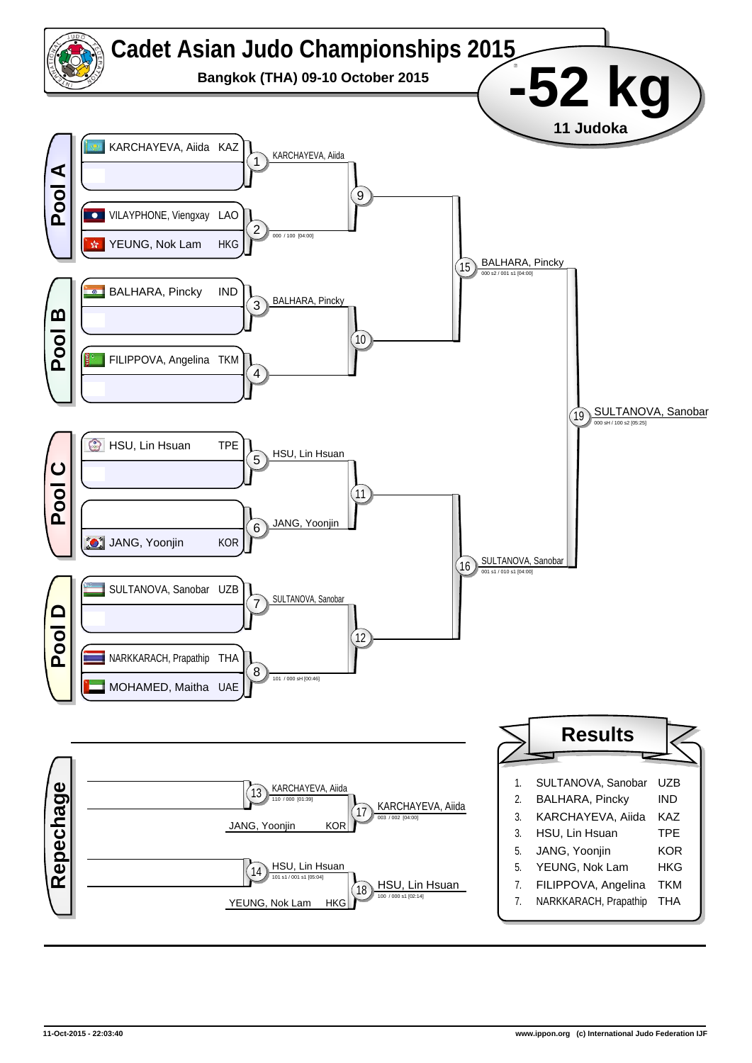# Cadet Asian Judo Championships 2015

**Bangkok (THA) 09-10 October 2015**

# -52 kg

**11 Judoka**

## Pool A

| Contest | Competitor | Winner | Score |
|---|---|---|---|
| 1 | KARCHAYEVA, Aiida KAZ | KARCHAYEVA, Aiida | |
| 2 | VILAYPHONE, Viengxay LAO vs YEUNG, Nok Lam HKG | | 000 / 100 [04:00] |
| 9 | | | |

## Pool B

| Contest | Competitor | Winner | Score |
|---|---|---|---|
| 3 | BALHARA, Pincky IND | BALHARA, Pincky | |
| 4 | FILIPPOVA, Angelina TKM | | |
| 10 | | | |

## Pool C

| Contest | Competitor | Winner | Score |
|---|---|---|---|
| 5 | HSU, Lin Hsuan TPE | HSU, Lin Hsuan | |
| 6 | JANG, Yoonjin KOR | JANG, Yoonjin | |
| 11 | | | |

## Pool D

| Contest | Competitor | Winner | Score |
|---|---|---|---|
| 7 | SULTANOVA, Sanobar UZB | SULTANOVA, Sanobar | |
| 8 | NARKKARACH, Prapathip THA vs MOHAMED, Maitha UAE | | 101 / 000 sH [00:46] |
| 12 | | | |

## Semi-finals and Final

| Contest | Winner | Score |
|---|---|---|
| 15 | BALHARA, Pincky | 000 s2 / 001 s1 [04:00] |
| 16 | SULTANOVA, Sanobar | 001 s1 / 010 s1 [04:00] |
| 19 | SULTANOVA, Sanobar | 000 sH / 100 s2 [05:25] |

## Repechage

| Contest | Competitors | Winner | Score |
|---|---|---|---|
| 13 | | KARCHAYEVA, Aiida | 110 / 000 [01:39] |
| 17 | KARCHAYEVA, Aiida vs JANG, Yoonjin KOR | KARCHAYEVA, Aiida | 003 / 002 [04:00] |
| 14 | | HSU, Lin Hsuan | 101 s1 / 001 s1 [05:04] |
| 18 | HSU, Lin Hsuan vs YEUNG, Nok Lam HKG | HSU, Lin Hsuan | 100 / 000 s1 [02:14] |

## Results

| Rank | Name | Country |
|---|---|---|
| 1. | SULTANOVA, Sanobar | UZB |
| 2. | BALHARA, Pincky | IND |
| 3. | KARCHAYEVA, Aiida | KAZ |
| 3. | HSU, Lin Hsuan | TPE |
| 5. | JANG, Yoonjin | KOR |
| 5. | YEUNG, Nok Lam | HKG |
| 7. | FILIPPOVA, Angelina | TKM |
| 7. | NARKKARACH, Prapathip | THA |

11-Oct-2015 - 22:03:40 www.ippon.org (c) International Judo Federation IJF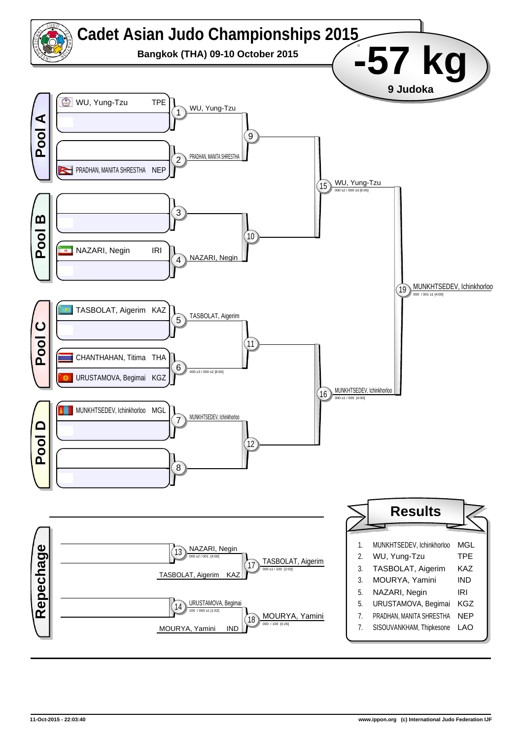# Cadet Asian Judo Championships 2015

**Bangkok (THA) 09-10 October 2015**

# -57 kg

**9 Judoka**

## Pool A

- WU, Yung-Tzu TPE
- PRADHAN, MANITA SHRESTHA NEP

1 WU, Yung-Tzu
2 PRADHAN, MANITA SHRESTHA
9

## Pool B

- NAZARI, Negin IRI

3
4 NAZARI, Negin
10

15 WU, Yung-Tzu — 000 s2 / 000 s3 [6:05]

## Pool C

- TASBOLAT, Aigerim KAZ
- CHANTHAHAN, Titima THA
- URUSTAMOVA, Begimai KGZ

5 TASBOLAT, Aigerim
6 000 s3 / 000 s2 [6:50]
11

## Pool D

- MUNKHTSEDEV, Ichinkhorloo MGL

7 MUNKHTSEDEV, Ichinkhorloo
8
12

16 MUNKHTSEDEV, Ichinkhorloo — 000 s1 / 000 [4:00]

19 MUNKHTSEDEV, Ichinkhorloo — 000 / 001 s1 [4:00]

## Repechage

13 NAZARI, Negin — 000 s2 / 001 [4:00]
TASBOLAT, Aigerim KAZ
17 TASBOLAT, Aigerim — 000 s1 / 100 [2:03]

14 URUSTAMOVA, Begimai — 100 / 000 s1 [1:52]
MOURYA, Yamini IND
18 MOURYA, Yamini — 000 / 100 [0:26]

## Results

| | | |
|---|---|---|
| 1. | MUNKHTSEDEV, Ichinkhorloo | MGL |
| 2. | WU, Yung-Tzu | TPE |
| 3. | TASBOLAT, Aigerim | KAZ |
| 3. | MOURYA, Yamini | IND |
| 5. | NAZARI, Negin | IRI |
| 5. | URUSTAMOVA, Begimai | KGZ |
| 7. | PRADHAN, MANITA SHRESTHA | NEP |
| 7. | SISOUVANKHAM, Thipkesone | LAO |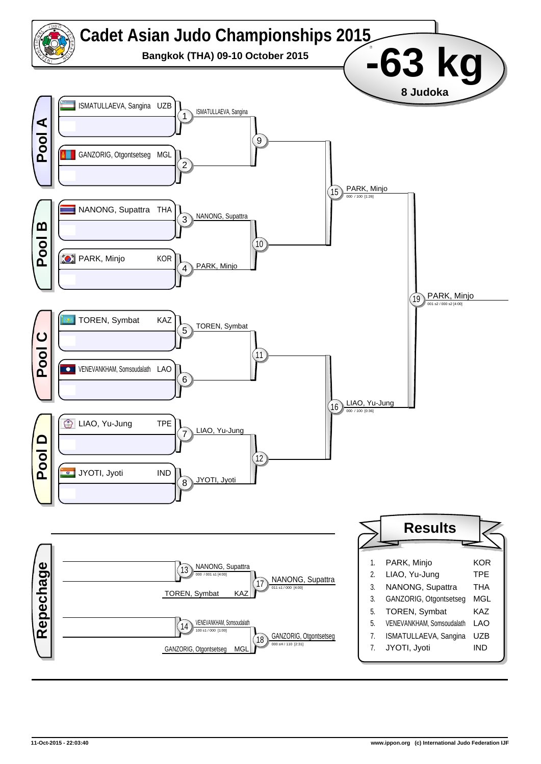# Cadet Asian Judo Championships 2015

**Bangkok (THA) 09-10 October 2015**

# -63 kg

**8 Judoka**

## Pool A

| # | Name | Country |
|---|---|---|
| 1 | ISMATULLAEVA, Sangina | UZB |
| 2 | GANZORIG, Otgontsetseg | MGL |

- 9: ISMATULLAEVA, Sangina

## Pool B

| # | Name | Country |
|---|---|---|
| 3 | NANONG, Supattra | THA |
| 4 | PARK, Minjo | KOR |

- 10: PARK, Minjo
- 15: PARK, Minjo — 000 / 100 [1:26]

## Pool C

| # | Name | Country |
|---|---|---|
| 5 | TOREN, Symbat | KAZ |
| 6 | VENEVANKHAM, Somsoudalath | LAO |

- 11: TOREN, Symbat

## Pool D

| # | Name | Country |
|---|---|---|
| 7 | LIAO, Yu-Jung | TPE |
| 8 | JYOTI, Jyoti | IND |

- 12: LIAO, Yu-Jung
- 16: LIAO, Yu-Jung — 000 / 100 [0:36]

**Final**

- 19: PARK, Minjo — 001 s2 / 000 s2 [4:00]

## Repechage

- 13: NANONG, Supattra — 000 / 001 s1 [4:00]
- 17: NANONG, Supattra (vs TOREN, Symbat KAZ) — 011 s1 / 000 [4:00]
- 14: VENEVANKHAM, Somsoudalath — 100 s1 / 000 [1:00]
- 18: GANZORIG, Otgontsetseg (vs GANZORIG, Otgontsetseg MGL) — 000 sH / 110 [2:31]

## Results

| Rank | Name | Country |
|---|---|---|
| 1. | PARK, Minjo | KOR |
| 2. | LIAO, Yu-Jung | TPE |
| 3. | NANONG, Supattra | THA |
| 3. | GANZORIG, Otgontsetseg | MGL |
| 5. | TOREN, Symbat | KAZ |
| 5. | VENEVANKHAM, Somsoudalath | LAO |
| 7. | ISMATULLAEVA, Sangina | UZB |
| 7. | JYOTI, Jyoti | IND |

11-Oct-2015 - 22:03:40 www.ippon.org (c) International Judo Federation IJF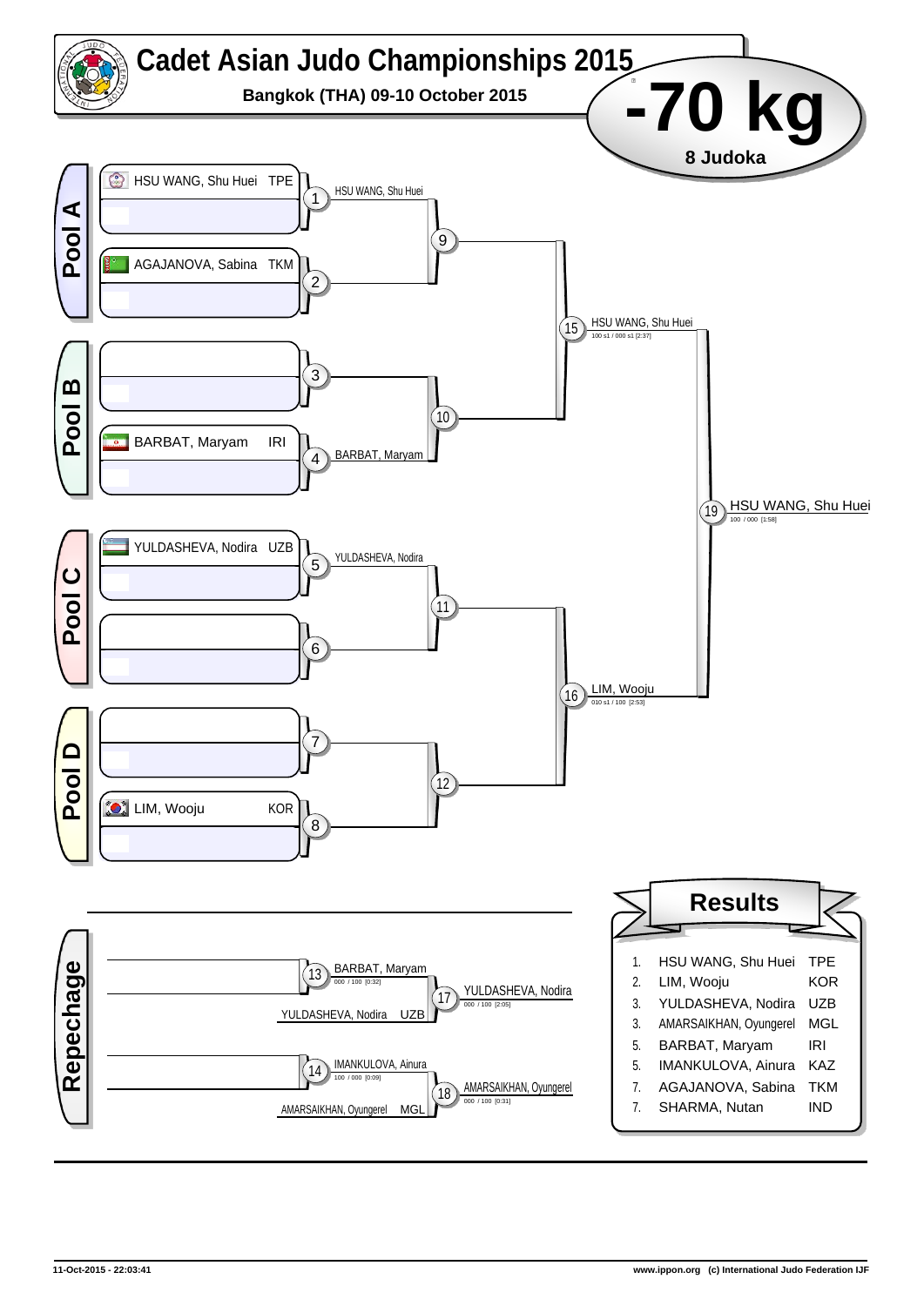# Cadet Asian Judo Championships 2015

**Bangkok (THA) 09-10 October 2015**

# -70 kg

**8 Judoka**

## Pool A

- HSU WANG, Shu Huei TPE
- AGAJANOVA, Sabina TKM

## Pool B

- BARBAT, Maryam IRI

## Pool C

- YULDASHEVA, Nodira UZB

## Pool D

- LIM, Wooju KOR

## Main Bracket

| Contest | Winner | Score |
|---|---|---|
| 1 | HSU WANG, Shu Huei | |
| 2 | | |
| 3 | | |
| 4 | BARBAT, Maryam | |
| 5 | YULDASHEVA, Nodira | |
| 6 | | |
| 7 | | |
| 8 | | |
| 9 | | |
| 10 | | |
| 11 | | |
| 12 | | |
| 15 | HSU WANG, Shu Huei | 100 s1 / 000 s1 [2:37] |
| 16 | LIM, Wooju | 010 s1 / 100 [2:53] |
| 19 | HSU WANG, Shu Huei | 100 / 000 [1:58] |

## Repechage

| Contest | Competitor | Winner | Score |
|---|---|---|---|
| 13 | YULDASHEVA, Nodira UZB | BARBAT, Maryam | 000 / 100 [0:32] |
| 17 | | YULDASHEVA, Nodira | 000 / 100 [2:05] |
| 14 | AMARSAIKHAN, Oyungerel MGL | IMANKULOVA, Ainura | 100 / 000 [0:09] |
| 18 | | AMARSAIKHAN, Oyungerel | 000 / 100 [0:31] |

## Results

| Place | Name | Country |
|---|---|---|
| 1. | HSU WANG, Shu Huei | TPE |
| 2. | LIM, Wooju | KOR |
| 3. | YULDASHEVA, Nodira | UZB |
| 3. | AMARSAIKHAN, Oyungerel | MGL |
| 5. | BARBAT, Maryam | IRI |
| 5. | IMANKULOVA, Ainura | KAZ |
| 7. | AGAJANOVA, Sabina | TKM |
| 7. | SHARMA, Nutan | IND |

11-Oct-2015 - 22:03:41

www.ippon.org (c) International Judo Federation IJF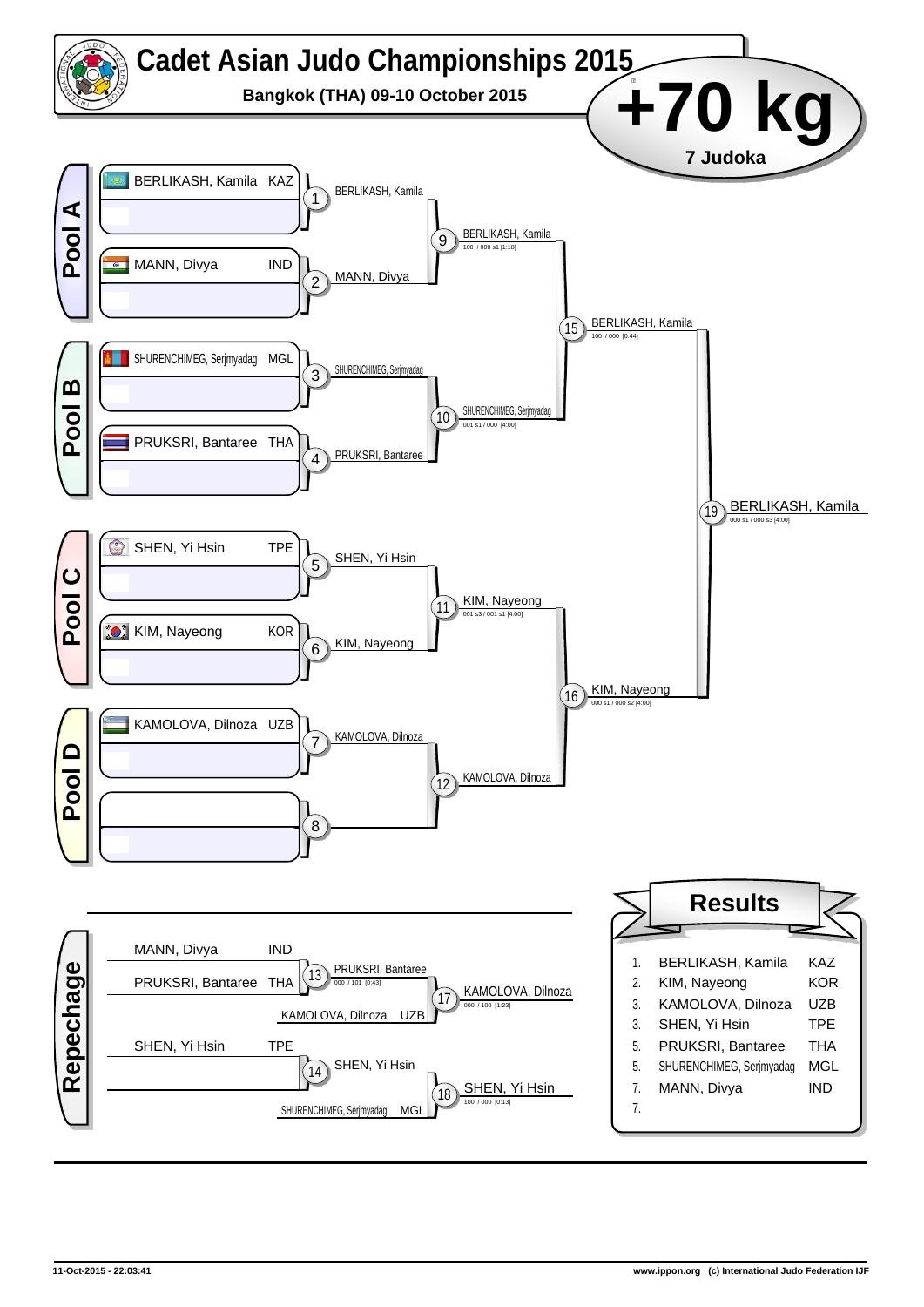# Cadet Asian Judo Championships 2015

**Bangkok (THA) 09-10 October 2015**

# +70 kg

**7 Judoka**

## Pool A

BERLIKASH, Kamila KAZ

MANN, Divya IND

1 BERLIKASH, Kamila

2 MANN, Divya

9 BERLIKASH, Kamila 100 / 000 s1 [1:18]

## Pool B

SHURENCHIMEG, Serjmyadag MGL

PRUKSRI, Bantaree THA

3 SHURENCHIMEG, Serjmyadag

4 PRUKSRI, Bantaree

10 SHURENCHIMEG, Serjmyadag 001 s1 / 000 [4:00]

15 BERLIKASH, Kamila 100 / 000 [0:44]

## Pool C

SHEN, Yi Hsin TPE

KIM, Nayeong KOR

5 SHEN, Yi Hsin

6 KIM, Nayeong

11 KIM, Nayeong 001 s3 / 001 s1 [4:00]

## Pool D

KAMOLOVA, Dilnoza UZB

7 KAMOLOVA, Dilnoza

8

12 KAMOLOVA, Dilnoza

16 KIM, Nayeong 000 s1 / 000 s2 [4:00]

19 BERLIKASH, Kamila 000 s1 / 000 s3 [4:00]

## Repechage

MANN, Divya IND

PRUKSRI, Bantaree THA

13 PRUKSRI, Bantaree 000 / 101 [0:43]

KAMOLOVA, Dilnoza UZB

17 KAMOLOVA, Dilnoza 000 / 100 [1:23]

SHEN, Yi Hsin TPE

14 SHEN, Yi Hsin

SHURENCHIMEG, Serjmyadag MGL

18 SHEN, Yi Hsin 100 / 000 [0:13]

## Results

| | | |
|---|---|---|
| 1. | BERLIKASH, Kamila | KAZ |
| 2. | KIM, Nayeong | KOR |
| 3. | KAMOLOVA, Dilnoza | UZB |
| 3. | SHEN, Yi Hsin | TPE |
| 5. | PRUKSRI, Bantaree | THA |
| 5. | SHURENCHIMEG, Serjmyadag | MGL |
| 7. | MANN, Divya | IND |
| 7. | | |

11-Oct-2015 - 22:03:41 www.ippon.org (c) International Judo Federation IJF